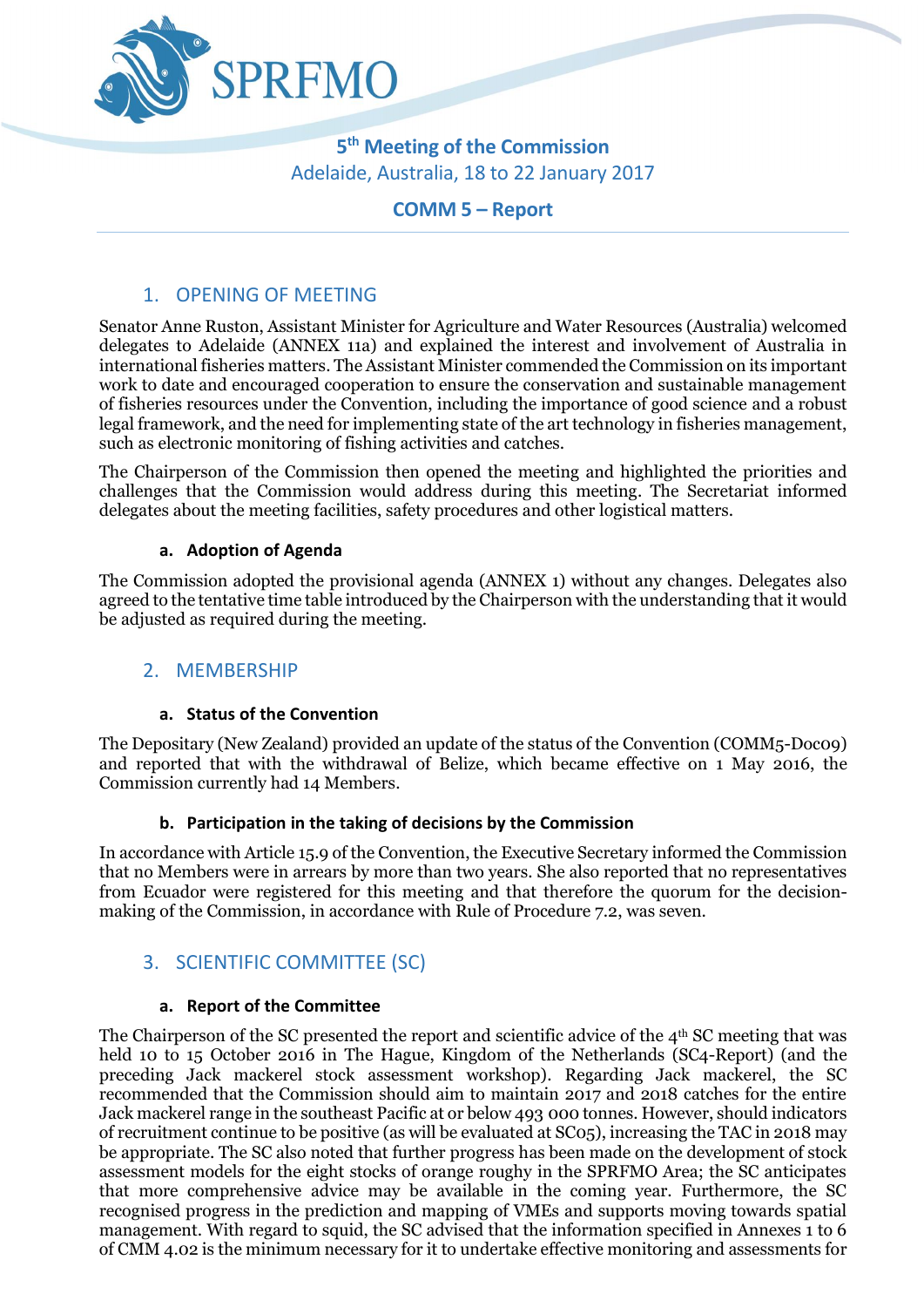# SPRFMO

## 5th Meeting of the Commission

Adelaide, Australia, 18 to 22 January 2017

## COMM 5 – Report

## 1. OPENING OF MEETING

Senator Anne Ruston, Assistant Minister for Agriculture and Water Resources (Australia) welcomed delegates to Adelaide (ANNEX 11a) and explained the interest and involvement of Australia in international fisheries matters. The Assistant Minister commended the Commission on its important work to date and encouraged cooperation to ensure the conservation and sustainable management of fisheries resources under the Convention, including the importance of good science and a robust legal framework, and the need for implementing state of the art technology in fisheries management, such as electronic monitoring of fishing activities and catches.

The Chairperson of the Commission then opened the meeting and highlighted the priorities and challenges that the Commission would address during this meeting. The Secretariat informed delegates about the meeting facilities, safety procedures and other logistical matters.

### a. Adoption of Agenda

The Commission adopted the provisional agenda (ANNEX 1) without any changes. Delegates also agreed to the tentative time table introduced by the Chairperson with the understanding that it would be adjusted as required during the meeting.

## 2. MEMBERSHIP

### a. Status of the Convention

The Depositary (New Zealand) provided an update of the status of the Convention (COMM5-Doc09) and reported that with the withdrawal of Belize, which became effective on 1 May 2016, the Commission currently had 14 Members.

### b. Participation in the taking of decisions by the Commission

In accordance with Article 15.9 of the Convention, the Executive Secretary informed the Commission that no Members were in arrears by more than two years. She also reported that no representatives from Ecuador were registered for this meeting and that therefore the quorum for the decision-making of the Commission, in accordance with Rule of Procedure 7.2, was seven.

## 3. SCIENTIFIC COMMITTEE (SC)

### a. Report of the Committee

The Chairperson of the SC presented the report and scientific advice of the 4th SC meeting that was held 10 to 15 October 2016 in The Hague, Kingdom of the Netherlands (SC4-Report) (and the preceding Jack mackerel stock assessment workshop). Regarding Jack mackerel, the SC recommended that the Commission should aim to maintain 2017 and 2018 catches for the entire Jack mackerel range in the southeast Pacific at or below 493 000 tonnes. However, should indicators of recruitment continue to be positive (as will be evaluated at SC05), increasing the TAC in 2018 may be appropriate. The SC also noted that further progress has been made on the development of stock assessment models for the eight stocks of orange roughy in the SPRFMO Area; the SC anticipates that more comprehensive advice may be available in the coming year. Furthermore, the SC recognised progress in the prediction and mapping of VMEs and supports moving towards spatial management. With regard to squid, the SC advised that the information specified in Annexes 1 to 6 of CMM 4.02 is the minimum necessary for it to undertake effective monitoring and assessments for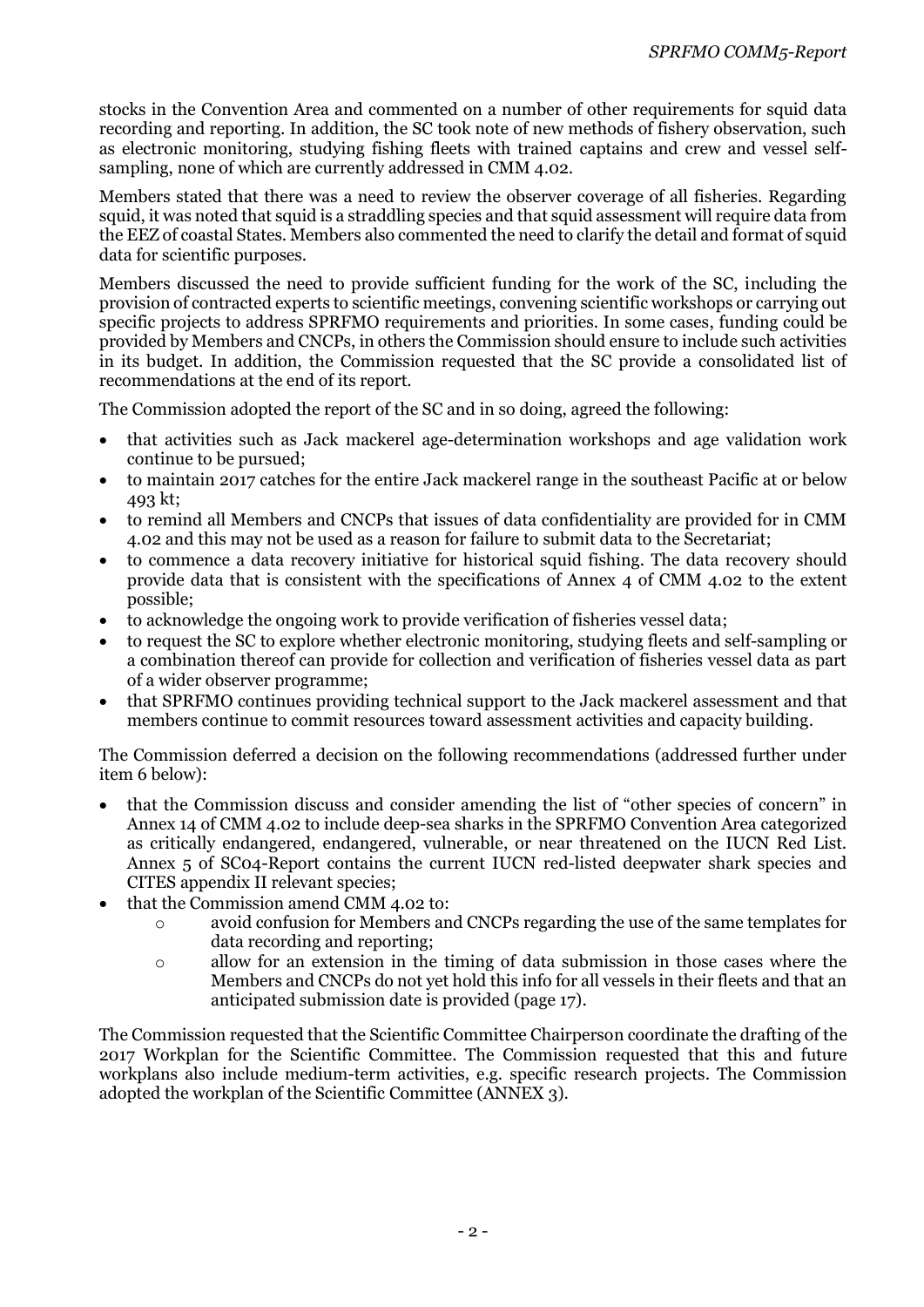stocks in the Convention Area and commented on a number of other requirements for squid data recording and reporting. In addition, the SC took note of new methods of fishery observation, such as electronic monitoring, studying fishing fleets with trained captains and crew and vessel self-sampling, none of which are currently addressed in CMM 4.02.

Members stated that there was a need to review the observer coverage of all fisheries. Regarding squid, it was noted that squid is a straddling species and that squid assessment will require data from the EEZ of coastal States. Members also commented the need to clarify the detail and format of squid data for scientific purposes.

Members discussed the need to provide sufficient funding for the work of the SC, including the provision of contracted experts to scientific meetings, convening scientific workshops or carrying out specific projects to address SPRFMO requirements and priorities. In some cases, funding could be provided by Members and CNCPs, in others the Commission should ensure to include such activities in its budget. In addition, the Commission requested that the SC provide a consolidated list of recommendations at the end of its report.

The Commission adopted the report of the SC and in so doing, agreed the following:

- that activities such as Jack mackerel age-determination workshops and age validation work continue to be pursued;
- to maintain 2017 catches for the entire Jack mackerel range in the southeast Pacific at or below 493 kt;
- to remind all Members and CNCPs that issues of data confidentiality are provided for in CMM 4.02 and this may not be used as a reason for failure to submit data to the Secretariat;
- to commence a data recovery initiative for historical squid fishing. The data recovery should provide data that is consistent with the specifications of Annex 4 of CMM 4.02 to the extent possible;
- to acknowledge the ongoing work to provide verification of fisheries vessel data;
- to request the SC to explore whether electronic monitoring, studying fleets and self-sampling or a combination thereof can provide for collection and verification of fisheries vessel data as part of a wider observer programme;
- that SPRFMO continues providing technical support to the Jack mackerel assessment and that members continue to commit resources toward assessment activities and capacity building.

The Commission deferred a decision on the following recommendations (addressed further under item 6 below):

- that the Commission discuss and consider amending the list of "other species of concern" in Annex 14 of CMM 4.02 to include deep-sea sharks in the SPRFMO Convention Area categorized as critically endangered, endangered, vulnerable, or near threatened on the IUCN Red List. Annex 5 of SC04-Report contains the current IUCN red-listed deepwater shark species and CITES appendix II relevant species;
- that the Commission amend CMM 4.02 to:
  - avoid confusion for Members and CNCPs regarding the use of the same templates for data recording and reporting;
  - allow for an extension in the timing of data submission in those cases where the Members and CNCPs do not yet hold this info for all vessels in their fleets and that an anticipated submission date is provided (page 17).

The Commission requested that the Scientific Committee Chairperson coordinate the drafting of the 2017 Workplan for the Scientific Committee. The Commission requested that this and future workplans also include medium-term activities, e.g. specific research projects. The Commission adopted the workplan of the Scientific Committee (ANNEX 3).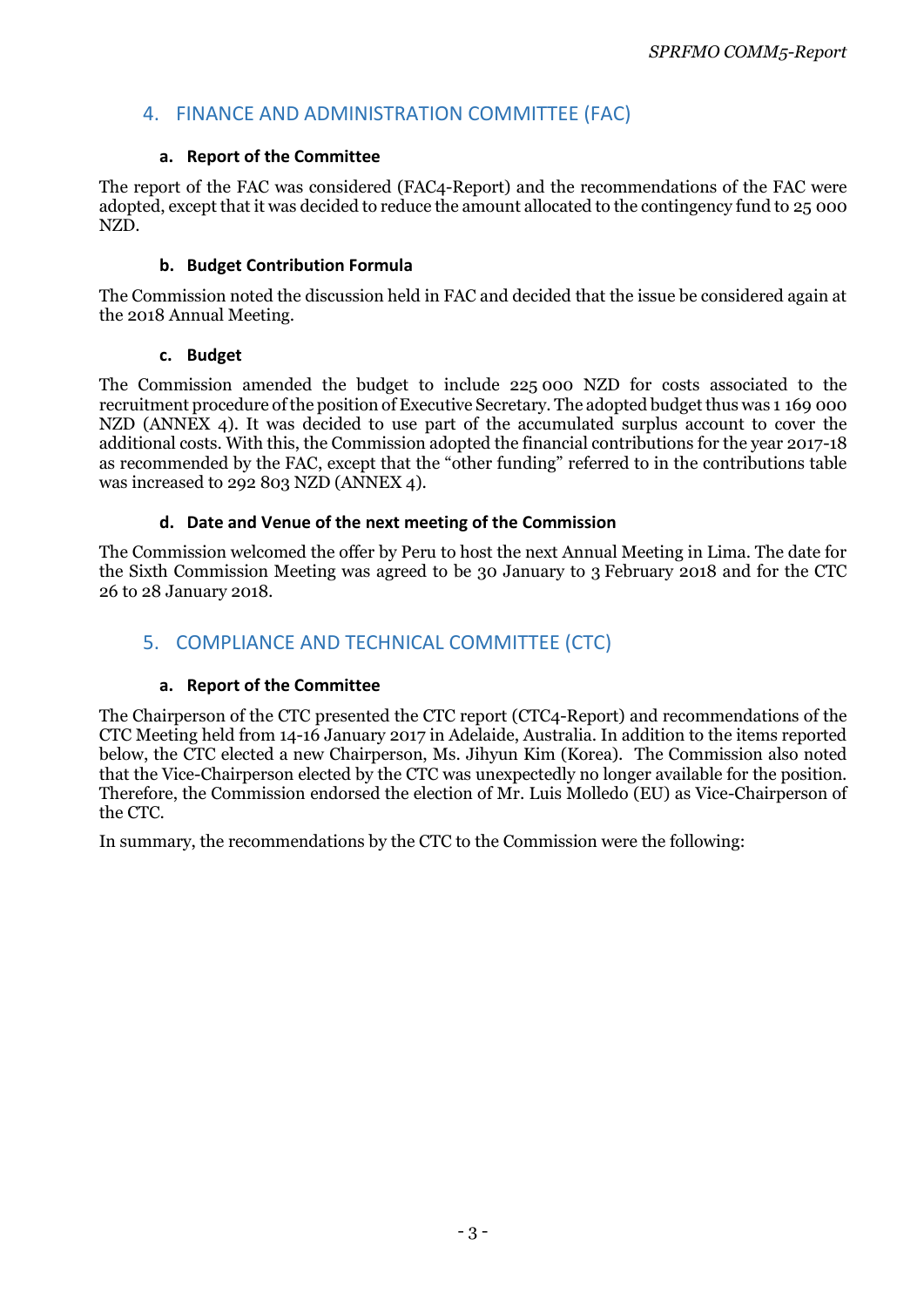## 4. FINANCE AND ADMINISTRATION COMMITTEE (FAC)

### a. Report of the Committee

The report of the FAC was considered (FAC4-Report) and the recommendations of the FAC were adopted, except that it was decided to reduce the amount allocated to the contingency fund to 25 000 NZD.

### b. Budget Contribution Formula

The Commission noted the discussion held in FAC and decided that the issue be considered again at the 2018 Annual Meeting.

### c. Budget

The Commission amended the budget to include 225 000 NZD for costs associated to the recruitment procedure of the position of Executive Secretary. The adopted budget thus was 1 169 000 NZD (ANNEX 4). It was decided to use part of the accumulated surplus account to cover the additional costs. With this, the Commission adopted the financial contributions for the year 2017-18 as recommended by the FAC, except that the "other funding" referred to in the contributions table was increased to 292 803 NZD (ANNEX 4).

### d. Date and Venue of the next meeting of the Commission

The Commission welcomed the offer by Peru to host the next Annual Meeting in Lima. The date for the Sixth Commission Meeting was agreed to be 30 January to 3 February 2018 and for the CTC 26 to 28 January 2018.

## 5. COMPLIANCE AND TECHNICAL COMMITTEE (CTC)

### a. Report of the Committee

The Chairperson of the CTC presented the CTC report (CTC4-Report) and recommendations of the CTC Meeting held from 14-16 January 2017 in Adelaide, Australia. In addition to the items reported below, the CTC elected a new Chairperson, Ms. Jihyun Kim (Korea). The Commission also noted that the Vice-Chairperson elected by the CTC was unexpectedly no longer available for the position. Therefore, the Commission endorsed the election of Mr. Luis Molledo (EU) as Vice-Chairperson of the CTC.

In summary, the recommendations by the CTC to the Commission were the following: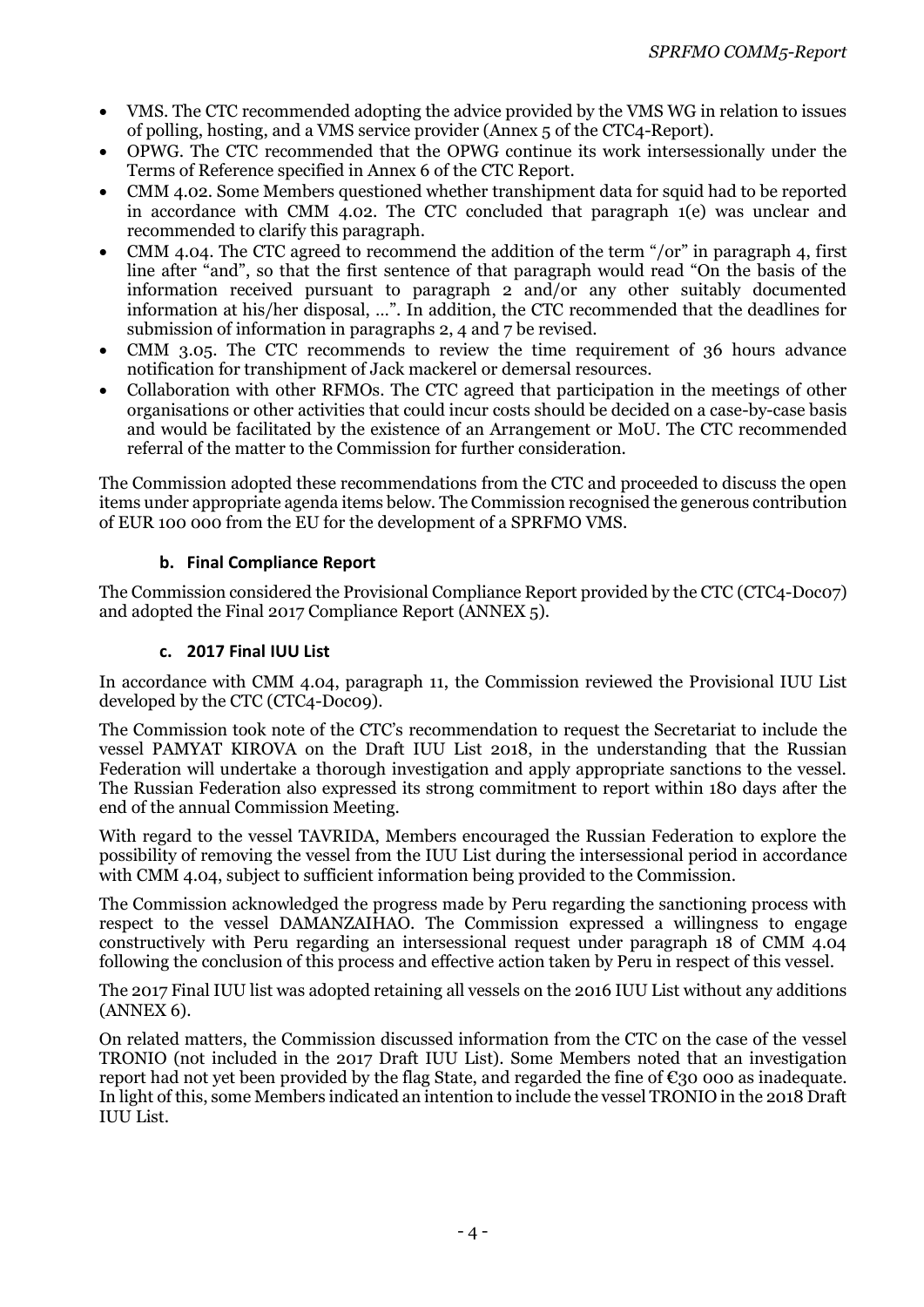- VMS. The CTC recommended adopting the advice provided by the VMS WG in relation to issues of polling, hosting, and a VMS service provider (Annex 5 of the CTC4-Report).
- OPWG. The CTC recommended that the OPWG continue its work intersessionally under the Terms of Reference specified in Annex 6 of the CTC Report.
- CMM 4.02. Some Members questioned whether transhipment data for squid had to be reported in accordance with CMM 4.02. The CTC concluded that paragraph 1(e) was unclear and recommended to clarify this paragraph.
- CMM 4.04. The CTC agreed to recommend the addition of the term "/or" in paragraph 4, first line after "and", so that the first sentence of that paragraph would read "On the basis of the information received pursuant to paragraph 2 and/or any other suitably documented information at his/her disposal, …". In addition, the CTC recommended that the deadlines for submission of information in paragraphs 2, 4 and 7 be revised.
- CMM 3.05. The CTC recommends to review the time requirement of 36 hours advance notification for transhipment of Jack mackerel or demersal resources.
- Collaboration with other RFMOs. The CTC agreed that participation in the meetings of other organisations or other activities that could incur costs should be decided on a case-by-case basis and would be facilitated by the existence of an Arrangement or MoU. The CTC recommended referral of the matter to the Commission for further consideration.

The Commission adopted these recommendations from the CTC and proceeded to discuss the open items under appropriate agenda items below. The Commission recognised the generous contribution of EUR 100 000 from the EU for the development of a SPRFMO VMS.

### b. Final Compliance Report

The Commission considered the Provisional Compliance Report provided by the CTC (CTC4-Doc07) and adopted the Final 2017 Compliance Report (ANNEX 5).

### c. 2017 Final IUU List

In accordance with CMM 4.04, paragraph 11, the Commission reviewed the Provisional IUU List developed by the CTC (CTC4-Doc09).

The Commission took note of the CTC's recommendation to request the Secretariat to include the vessel PAMYAT KIROVA on the Draft IUU List 2018, in the understanding that the Russian Federation will undertake a thorough investigation and apply appropriate sanctions to the vessel. The Russian Federation also expressed its strong commitment to report within 180 days after the end of the annual Commission Meeting.

With regard to the vessel TAVRIDA, Members encouraged the Russian Federation to explore the possibility of removing the vessel from the IUU List during the intersessional period in accordance with CMM 4.04, subject to sufficient information being provided to the Commission.

The Commission acknowledged the progress made by Peru regarding the sanctioning process with respect to the vessel DAMANZAIHAO. The Commission expressed a willingness to engage constructively with Peru regarding an intersessional request under paragraph 18 of CMM 4.04 following the conclusion of this process and effective action taken by Peru in respect of this vessel.

The 2017 Final IUU list was adopted retaining all vessels on the 2016 IUU List without any additions (ANNEX 6).

On related matters, the Commission discussed information from the CTC on the case of the vessel TRONIO (not included in the 2017 Draft IUU List). Some Members noted that an investigation report had not yet been provided by the flag State, and regarded the fine of €30 000 as inadequate. In light of this, some Members indicated an intention to include the vessel TRONIO in the 2018 Draft IUU List.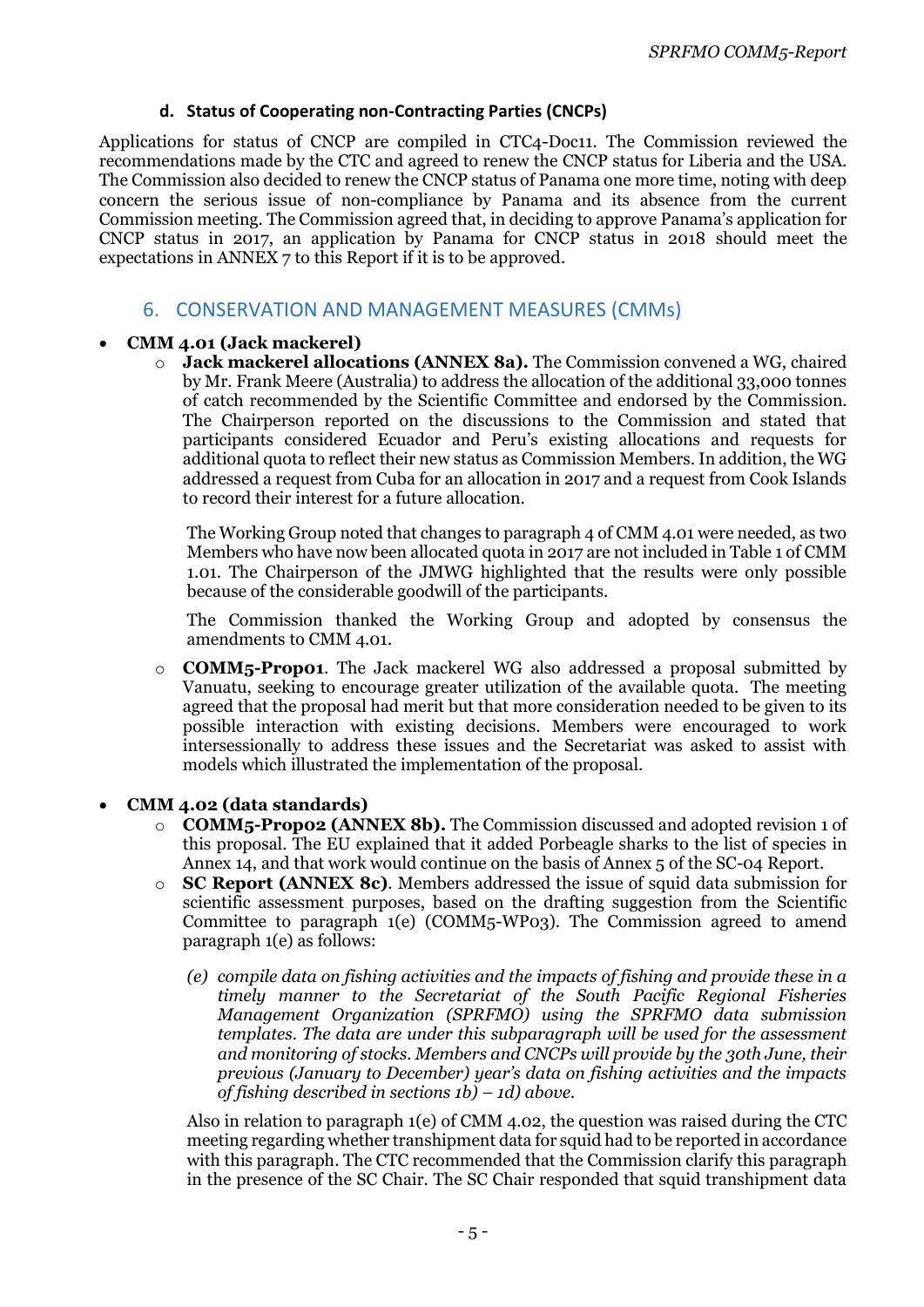#### d. Status of Cooperating non-Contracting Parties (CNCPs)

Applications for status of CNCP are compiled in CTC4-Doc11. The Commission reviewed the recommendations made by the CTC and agreed to renew the CNCP status for Liberia and the USA. The Commission also decided to renew the CNCP status of Panama one more time, noting with deep concern the serious issue of non-compliance by Panama and its absence from the current Commission meeting. The Commission agreed that, in deciding to approve Panama's application for CNCP status in 2017, an application by Panama for CNCP status in 2018 should meet the expectations in ANNEX 7 to this Report if it is to be approved.

## 6. CONSERVATION AND MANAGEMENT MEASURES (CMMs)

- **CMM 4.01 (Jack mackerel)**
  - **Jack mackerel allocations (ANNEX 8a).** The Commission convened a WG, chaired by Mr. Frank Meere (Australia) to address the allocation of the additional 33,000 tonnes of catch recommended by the Scientific Committee and endorsed by the Commission. The Chairperson reported on the discussions to the Commission and stated that participants considered Ecuador and Peru's existing allocations and requests for additional quota to reflect their new status as Commission Members. In addition, the WG addressed a request from Cuba for an allocation in 2017 and a request from Cook Islands to record their interest for a future allocation.

    The Working Group noted that changes to paragraph 4 of CMM 4.01 were needed, as two Members who have now been allocated quota in 2017 are not included in Table 1 of CMM 1.01. The Chairperson of the JMWG highlighted that the results were only possible because of the considerable goodwill of the participants.

    The Commission thanked the Working Group and adopted by consensus the amendments to CMM 4.01.
  - **COMM5-Prop01**. The Jack mackerel WG also addressed a proposal submitted by Vanuatu, seeking to encourage greater utilization of the available quota. The meeting agreed that the proposal had merit but that more consideration needed to be given to its possible interaction with existing decisions. Members were encouraged to work intersessionally to address these issues and the Secretariat was asked to assist with models which illustrated the implementation of the proposal.

- **CMM 4.02 (data standards)**
  - **COMM5-Prop02 (ANNEX 8b).** The Commission discussed and adopted revision 1 of this proposal. The EU explained that it added Porbeagle sharks to the list of species in Annex 14, and that work would continue on the basis of Annex 5 of the SC-04 Report.
  - **SC Report (ANNEX 8c)**. Members addressed the issue of squid data submission for scientific assessment purposes, based on the drafting suggestion from the Scientific Committee to paragraph 1(e) (COMM5-WP03). The Commission agreed to amend paragraph 1(e) as follows:

    *(e) compile data on fishing activities and the impacts of fishing and provide these in a timely manner to the Secretariat of the South Pacific Regional Fisheries Management Organization (SPRFMO) using the SPRFMO data submission templates. The data are under this subparagraph will be used for the assessment and monitoring of stocks. Members and CNCPs will provide by the 30th June, their previous (January to December) year's data on fishing activities and the impacts of fishing described in sections 1b) – 1d) above.*

    Also in relation to paragraph 1(e) of CMM 4.02, the question was raised during the CTC meeting regarding whether transhipment data for squid had to be reported in accordance with this paragraph. The CTC recommended that the Commission clarify this paragraph in the presence of the SC Chair. The SC Chair responded that squid transhipment data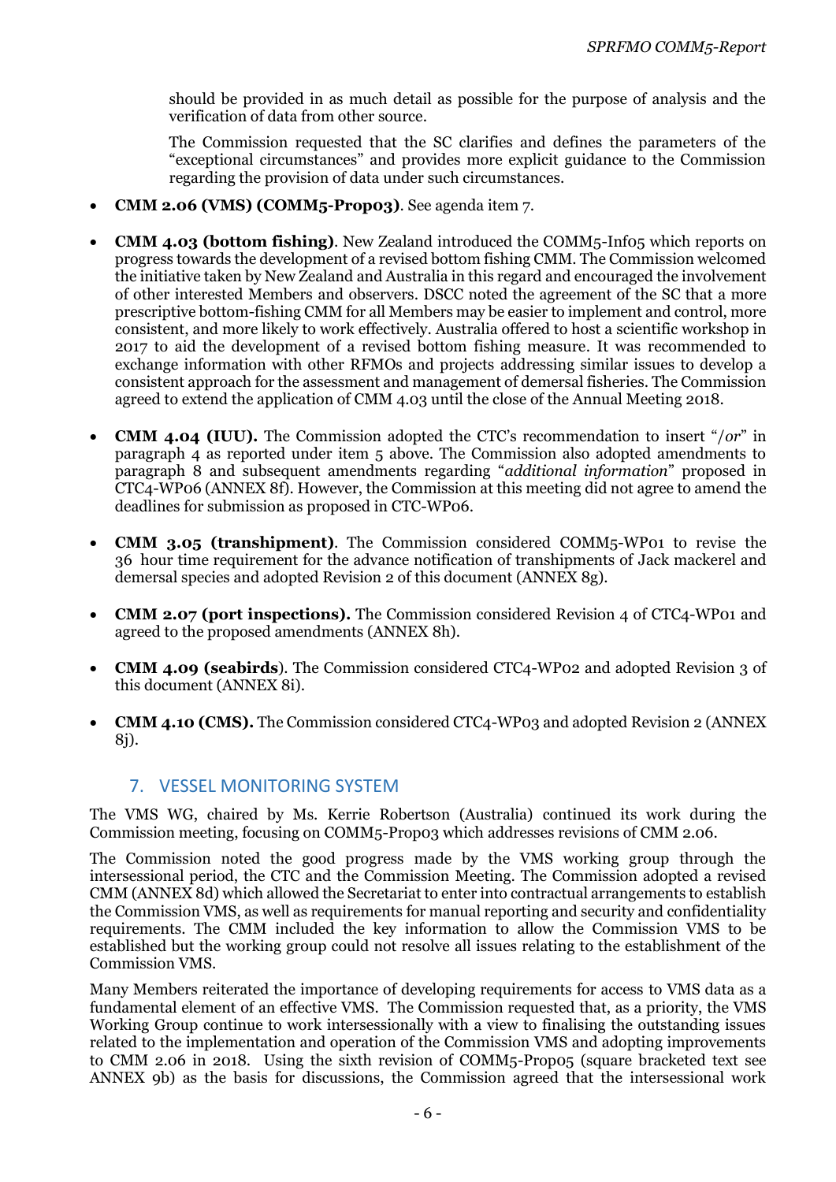should be provided in as much detail as possible for the purpose of analysis and the verification of data from other source.

The Commission requested that the SC clarifies and defines the parameters of the "exceptional circumstances" and provides more explicit guidance to the Commission regarding the provision of data under such circumstances.

- **CMM 2.06 (VMS) (COMM5-Prop03)**. See agenda item 7.

- **CMM 4.03 (bottom fishing)**. New Zealand introduced the COMM5-Info05 which reports on progress towards the development of a revised bottom fishing CMM. The Commission welcomed the initiative taken by New Zealand and Australia in this regard and encouraged the involvement of other interested Members and observers. DSCC noted the agreement of the SC that a more prescriptive bottom-fishing CMM for all Members may be easier to implement and control, more consistent, and more likely to work effectively. Australia offered to host a scientific workshop in 2017 to aid the development of a revised bottom fishing measure. It was recommended to exchange information with other RFMOs and projects addressing similar issues to develop a consistent approach for the assessment and management of demersal fisheries. The Commission agreed to extend the application of CMM 4.03 until the close of the Annual Meeting 2018.

- **CMM 4.04 (IUU).** The Commission adopted the CTC's recommendation to insert "*/or*" in paragraph 4 as reported under item 5 above. The Commission also adopted amendments to paragraph 8 and subsequent amendments regarding "*additional information*" proposed in CTC4-WP06 (ANNEX 8f). However, the Commission at this meeting did not agree to amend the deadlines for submission as proposed in CTC-WP06.

- **CMM 3.05 (transhipment)**. The Commission considered COMM5-WP01 to revise the 36 hour time requirement for the advance notification of transhipments of Jack mackerel and demersal species and adopted Revision 2 of this document (ANNEX 8g).

- **CMM 2.07 (port inspections).** The Commission considered Revision 4 of CTC4-WP01 and agreed to the proposed amendments (ANNEX 8h).

- **CMM 4.09 (seabirds)**. The Commission considered CTC4-WP02 and adopted Revision 3 of this document (ANNEX 8i).

- **CMM 4.10 (CMS).** The Commission considered CTC4-WP03 and adopted Revision 2 (ANNEX 8j).

## 7. VESSEL MONITORING SYSTEM

The VMS WG, chaired by Ms. Kerrie Robertson (Australia) continued its work during the Commission meeting, focusing on COMM5-Prop03 which addresses revisions of CMM 2.06.

The Commission noted the good progress made by the VMS working group through the intersessional period, the CTC and the Commission Meeting. The Commission adopted a revised CMM (ANNEX 8d) which allowed the Secretariat to enter into contractual arrangements to establish the Commission VMS, as well as requirements for manual reporting and security and confidentiality requirements. The CMM included the key information to allow the Commission VMS to be established but the working group could not resolve all issues relating to the establishment of the Commission VMS.

Many Members reiterated the importance of developing requirements for access to VMS data as a fundamental element of an effective VMS. The Commission requested that, as a priority, the VMS Working Group continue to work intersessionally with a view to finalising the outstanding issues related to the implementation and operation of the Commission VMS and adopting improvements to CMM 2.06 in 2018. Using the sixth revision of COMM5-Prop05 (square bracketed text see ANNEX 9b) as the basis for discussions, the Commission agreed that the intersessional work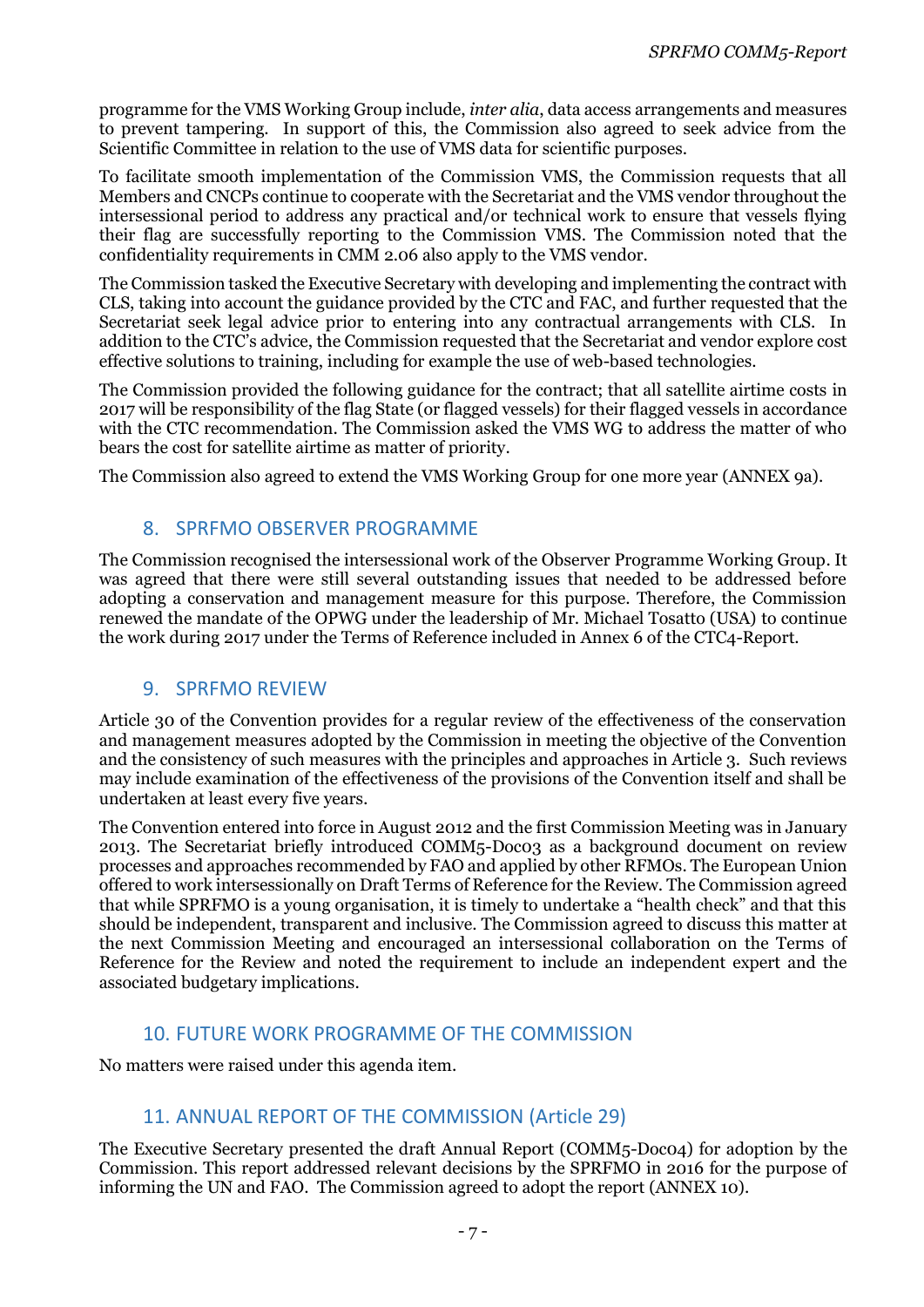programme for the VMS Working Group include, *inter alia*, data access arrangements and measures to prevent tampering. In support of this, the Commission also agreed to seek advice from the Scientific Committee in relation to the use of VMS data for scientific purposes.

To facilitate smooth implementation of the Commission VMS, the Commission requests that all Members and CNCPs continue to cooperate with the Secretariat and the VMS vendor throughout the intersessional period to address any practical and/or technical work to ensure that vessels flying their flag are successfully reporting to the Commission VMS. The Commission noted that the confidentiality requirements in CMM 2.06 also apply to the VMS vendor.

The Commission tasked the Executive Secretary with developing and implementing the contract with CLS, taking into account the guidance provided by the CTC and FAC, and further requested that the Secretariat seek legal advice prior to entering into any contractual arrangements with CLS. In addition to the CTC's advice, the Commission requested that the Secretariat and vendor explore cost effective solutions to training, including for example the use of web-based technologies.

The Commission provided the following guidance for the contract; that all satellite airtime costs in 2017 will be responsibility of the flag State (or flagged vessels) for their flagged vessels in accordance with the CTC recommendation. The Commission asked the VMS WG to address the matter of who bears the cost for satellite airtime as matter of priority.

The Commission also agreed to extend the VMS Working Group for one more year (ANNEX 9a).

## 8. SPRFMO OBSERVER PROGRAMME

The Commission recognised the intersessional work of the Observer Programme Working Group. It was agreed that there were still several outstanding issues that needed to be addressed before adopting a conservation and management measure for this purpose. Therefore, the Commission renewed the mandate of the OPWG under the leadership of Mr. Michael Tosatto (USA) to continue the work during 2017 under the Terms of Reference included in Annex 6 of the CTC4-Report.

## 9. SPRFMO REVIEW

Article 30 of the Convention provides for a regular review of the effectiveness of the conservation and management measures adopted by the Commission in meeting the objective of the Convention and the consistency of such measures with the principles and approaches in Article 3. Such reviews may include examination of the effectiveness of the provisions of the Convention itself and shall be undertaken at least every five years.

The Convention entered into force in August 2012 and the first Commission Meeting was in January 2013. The Secretariat briefly introduced COMM5-Doc03 as a background document on review processes and approaches recommended by FAO and applied by other RFMOs. The European Union offered to work intersessionally on Draft Terms of Reference for the Review. The Commission agreed that while SPRFMO is a young organisation, it is timely to undertake a "health check" and that this should be independent, transparent and inclusive. The Commission agreed to discuss this matter at the next Commission Meeting and encouraged an intersessional collaboration on the Terms of Reference for the Review and noted the requirement to include an independent expert and the associated budgetary implications.

## 10. FUTURE WORK PROGRAMME OF THE COMMISSION

No matters were raised under this agenda item.

## 11. ANNUAL REPORT OF THE COMMISSION (Article 29)

The Executive Secretary presented the draft Annual Report (COMM5-Doc04) for adoption by the Commission. This report addressed relevant decisions by the SPRFMO in 2016 for the purpose of informing the UN and FAO. The Commission agreed to adopt the report (ANNEX 10).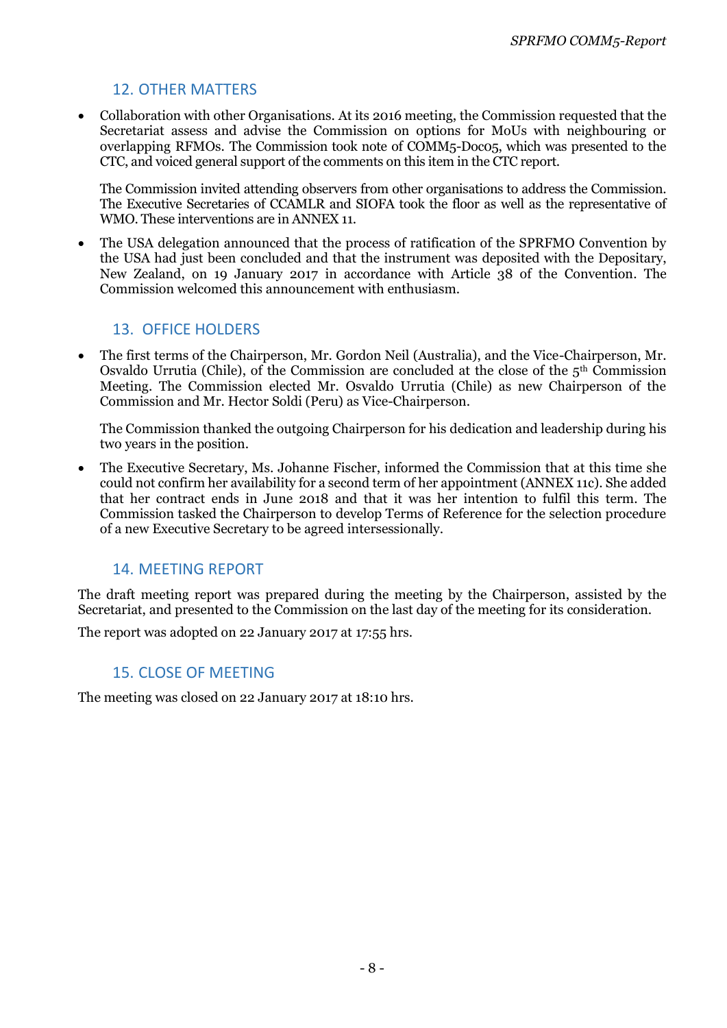## 12. OTHER MATTERS

- Collaboration with other Organisations. At its 2016 meeting, the Commission requested that the Secretariat assess and advise the Commission on options for MoUs with neighbouring or overlapping RFMOs. The Commission took note of COMM5-Doc05, which was presented to the CTC, and voiced general support of the comments on this item in the CTC report.

  The Commission invited attending observers from other organisations to address the Commission. The Executive Secretaries of CCAMLR and SIOFA took the floor as well as the representative of WMO. These interventions are in ANNEX 11.

- The USA delegation announced that the process of ratification of the SPRFMO Convention by the USA had just been concluded and that the instrument was deposited with the Depositary, New Zealand, on 19 January 2017 in accordance with Article 38 of the Convention. The Commission welcomed this announcement with enthusiasm.

## 13. OFFICE HOLDERS

- The first terms of the Chairperson, Mr. Gordon Neil (Australia), and the Vice-Chairperson, Mr. Osvaldo Urrutia (Chile), of the Commission are concluded at the close of the 5th Commission Meeting. The Commission elected Mr. Osvaldo Urrutia (Chile) as new Chairperson of the Commission and Mr. Hector Soldi (Peru) as Vice-Chairperson.

  The Commission thanked the outgoing Chairperson for his dedication and leadership during his two years in the position.

- The Executive Secretary, Ms. Johanne Fischer, informed the Commission that at this time she could not confirm her availability for a second term of her appointment (ANNEX 11c). She added that her contract ends in June 2018 and that it was her intention to fulfil this term. The Commission tasked the Chairperson to develop Terms of Reference for the selection procedure of a new Executive Secretary to be agreed intersessionally.

## 14. MEETING REPORT

The draft meeting report was prepared during the meeting by the Chairperson, assisted by the Secretariat, and presented to the Commission on the last day of the meeting for its consideration.

The report was adopted on 22 January 2017 at 17:55 hrs.

## 15. CLOSE OF MEETING

The meeting was closed on 22 January 2017 at 18:10 hrs.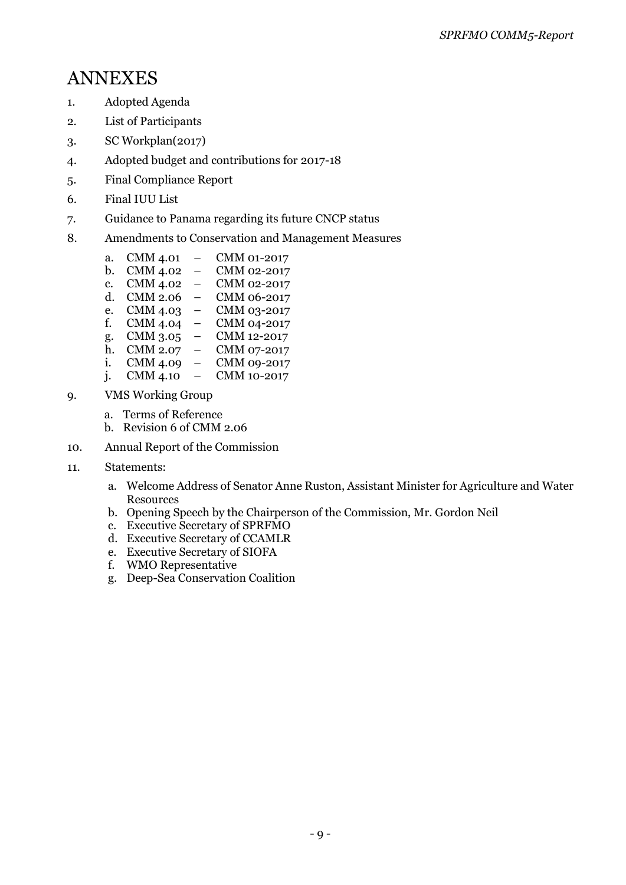# ANNEXES

1. Adopted Agenda
2. List of Participants
3. SC Workplan(2017)
4. Adopted budget and contributions for 2017-18
5. Final Compliance Report
6. Final IUU List
7. Guidance to Panama regarding its future CNCP status
8. Amendments to Conservation and Management Measures

    a. CMM 4.01 – CMM 01-2017
    b. CMM 4.02 – CMM 02-2017
    c. CMM 4.02 – CMM 02-2017
    d. CMM 2.06 – CMM 06-2017
    e. CMM 4.03 – CMM 03-2017
    f. CMM 4.04 – CMM 04-2017
    g. CMM 3.05 – CMM 12-2017
    h. CMM 2.07 – CMM 07-2017
    i. CMM 4.09 – CMM 09-2017
    j. CMM 4.10 – CMM 10-2017

9. VMS Working Group

    a. Terms of Reference
    b. Revision 6 of CMM 2.06

10. Annual Report of the Commission
11. Statements:

    a. Welcome Address of Senator Anne Ruston, Assistant Minister for Agriculture and Water Resources
    b. Opening Speech by the Chairperson of the Commission, Mr. Gordon Neil
    c. Executive Secretary of SPRFMO
    d. Executive Secretary of CCAMLR
    e. Executive Secretary of SIOFA
    f. WMO Representative
    g. Deep-Sea Conservation Coalition